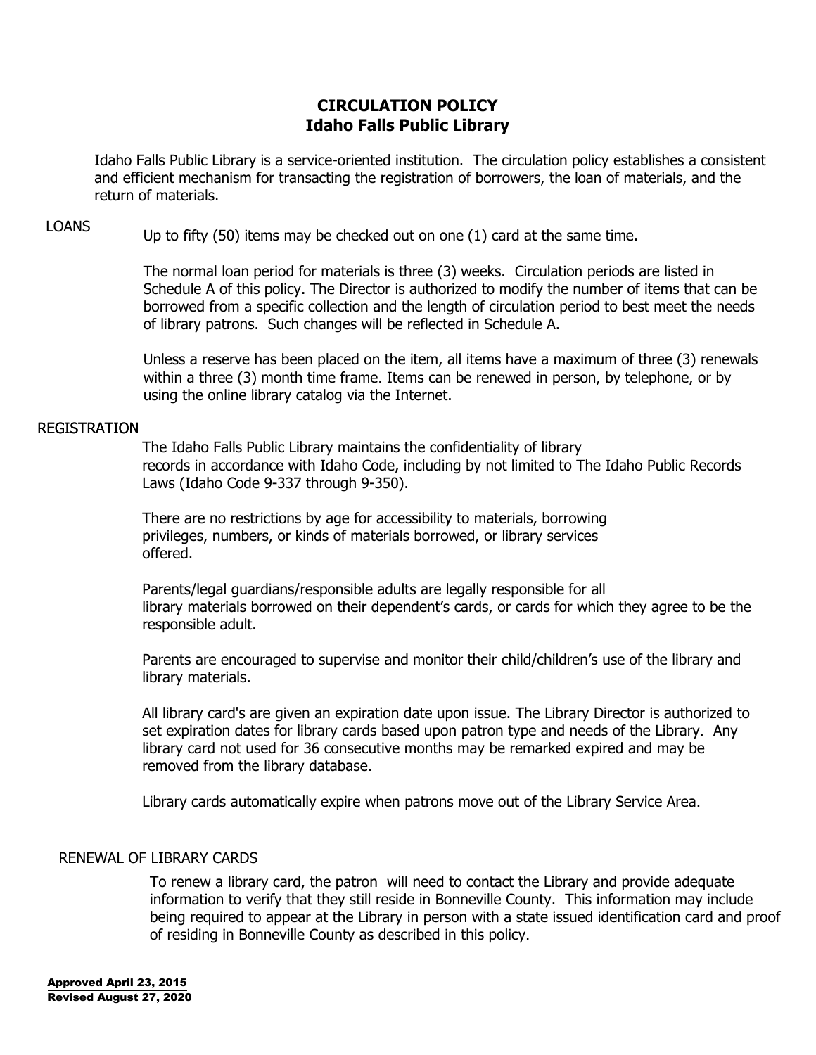# CIRCULATION POLICY
## Idaho Falls Public Library

Idaho Falls Public Library is a service-oriented institution. The circulation policy establishes a consistent and efficient mechanism for transacting the registration of borrowers, the loan of materials, and the return of materials.

### LOANS

Up to fifty (50) items may be checked out on one (1) card at the same time.

The normal loan period for materials is three (3) weeks. Circulation periods are listed in Schedule A of this policy. The Director is authorized to modify the number of items that can be borrowed from a specific collection and the length of circulation period to best meet the needs of library patrons. Such changes will be reflected in Schedule A.

Unless a reserve has been placed on the item, all items have a maximum of three (3) renewals within a three (3) month time frame. Items can be renewed in person, by telephone, or by using the online library catalog via the Internet.

### REGISTRATION

The Idaho Falls Public Library maintains the confidentiality of library records in accordance with Idaho Code, including by not limited to The Idaho Public Records Laws (Idaho Code 9-337 through 9-350).

There are no restrictions by age for accessibility to materials, borrowing privileges, numbers, or kinds of materials borrowed, or library services offered.

Parents/legal guardians/responsible adults are legally responsible for all library materials borrowed on their dependent's cards, or cards for which they agree to be the responsible adult.

Parents are encouraged to supervise and monitor their child/children's use of the library and library materials.

All library card's are given an expiration date upon issue. The Library Director is authorized to set expiration dates for library cards based upon patron type and needs of the Library. Any library card not used for 36 consecutive months may be remarked expired and may be removed from the library database.

Library cards automatically expire when patrons move out of the Library Service Area.

### RENEWAL OF LIBRARY CARDS

To renew a library card, the patron will need to contact the Library and provide adequate information to verify that they still reside in Bonneville County. This information may include being required to appear at the Library in person with a state issued identification card and proof of residing in Bonneville County as described in this policy.

**Approved April 23, 2015**
**Revised August 27, 2020**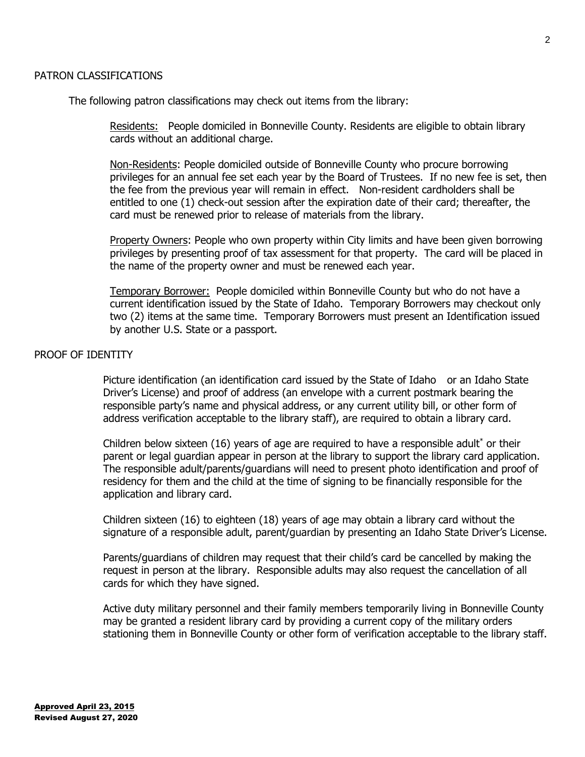## PATRON CLASSIFICATIONS

The following patron classifications may check out items from the library:

<u>Residents:</u> People domiciled in Bonneville County. Residents are eligible to obtain library cards without an additional charge.

<u>Non-Residents</u>: People domiciled outside of Bonneville County who procure borrowing privileges for an annual fee set each year by the Board of Trustees. If no new fee is set, then the fee from the previous year will remain in effect. Non-resident cardholders shall be entitled to one (1) check-out session after the expiration date of their card; thereafter, the card must be renewed prior to release of materials from the library.

<u>Property Owners</u>: People who own property within City limits and have been given borrowing privileges by presenting proof of tax assessment for that property. The card will be placed in the name of the property owner and must be renewed each year.

<u>Temporary Borrower:</u> People domiciled within Bonneville County but who do not have a current identification issued by the State of Idaho. Temporary Borrowers may checkout only two (2) items at the same time. Temporary Borrowers must present an Identification issued by another U.S. State or a passport.

## PROOF OF IDENTITY

Picture identification (an identification card issued by the State of Idaho or an Idaho State Driver's License) and proof of address (an envelope with a current postmark bearing the responsible party's name and physical address, or any current utility bill, or other form of address verification acceptable to the library staff), are required to obtain a library card.

Children below sixteen (16) years of age are required to have a responsible adult* or their parent or legal guardian appear in person at the library to support the library card application. The responsible adult/parents/guardians will need to present photo identification and proof of residency for them and the child at the time of signing to be financially responsible for the application and library card.

Children sixteen (16) to eighteen (18) years of age may obtain a library card without the signature of a responsible adult, parent/guardian by presenting an Idaho State Driver's License.

Parents/guardians of children may request that their child's card be cancelled by making the request in person at the library. Responsible adults may also request the cancellation of all cards for which they have signed.

Active duty military personnel and their family members temporarily living in Bonneville County may be granted a resident library card by providing a current copy of the military orders stationing them in Bonneville County or other form of verification acceptable to the library staff.

**<u>Approved April 23, 2015</u>**
**Revised August 27, 2020**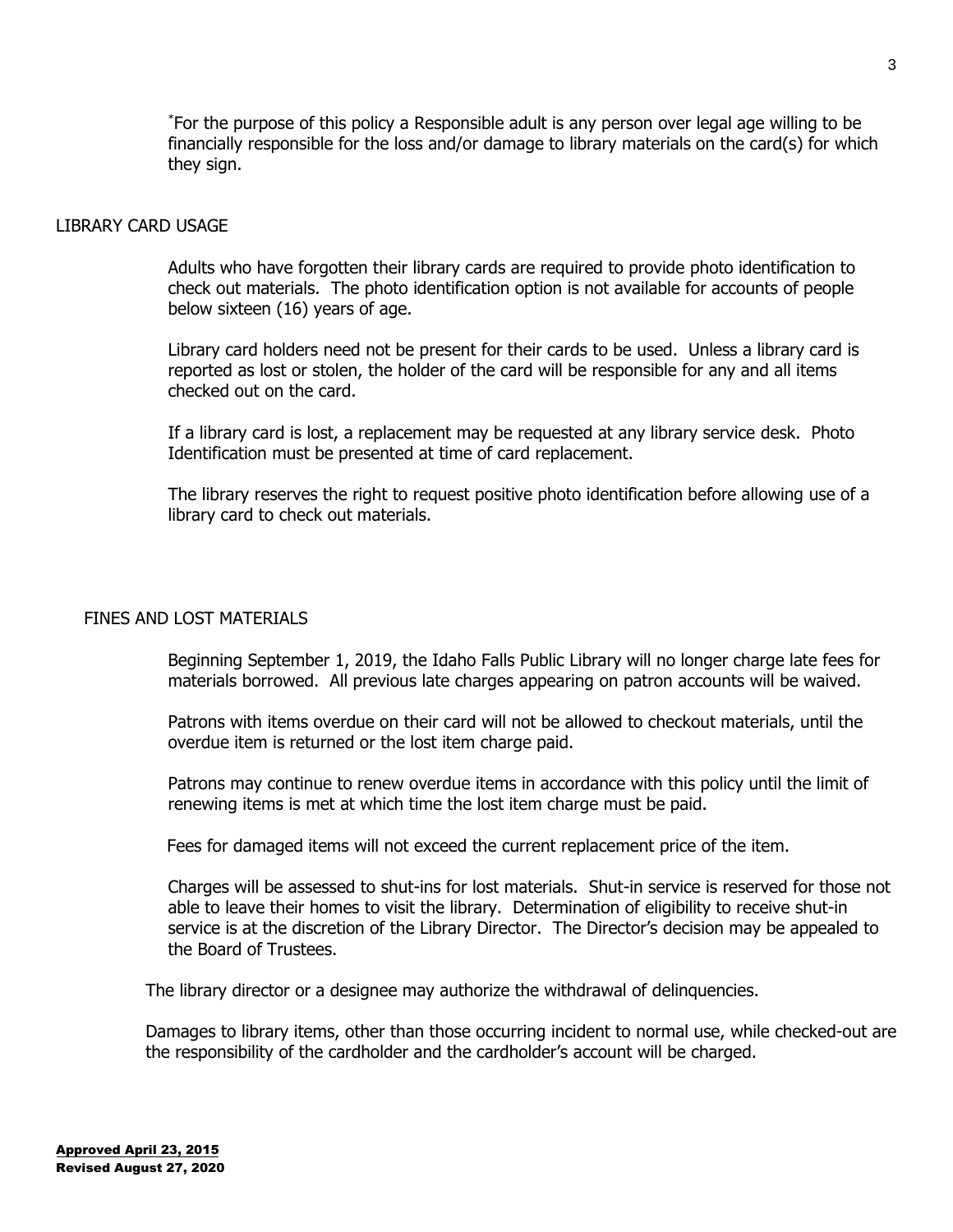*For the purpose of this policy a Responsible adult is any person over legal age willing to be financially responsible for the loss and/or damage to library materials on the card(s) for which they sign.

## LIBRARY CARD USAGE

Adults who have forgotten their library cards are required to provide photo identification to check out materials. The photo identification option is not available for accounts of people below sixteen (16) years of age.

Library card holders need not be present for their cards to be used. Unless a library card is reported as lost or stolen, the holder of the card will be responsible for any and all items checked out on the card.

If a library card is lost, a replacement may be requested at any library service desk. Photo Identification must be presented at time of card replacement.

The library reserves the right to request positive photo identification before allowing use of a library card to check out materials.

## FINES AND LOST MATERIALS

Beginning September 1, 2019, the Idaho Falls Public Library will no longer charge late fees for materials borrowed. All previous late charges appearing on patron accounts will be waived.

Patrons with items overdue on their card will not be allowed to checkout materials, until the overdue item is returned or the lost item charge paid.

Patrons may continue to renew overdue items in accordance with this policy until the limit of renewing items is met at which time the lost item charge must be paid.

Fees for damaged items will not exceed the current replacement price of the item.

Charges will be assessed to shut-ins for lost materials. Shut-in service is reserved for those not able to leave their homes to visit the library. Determination of eligibility to receive shut-in service is at the discretion of the Library Director. The Director's decision may be appealed to the Board of Trustees.

The library director or a designee may authorize the withdrawal of delinquencies.

Damages to library items, other than those occurring incident to normal use, while checked-out are the responsibility of the cardholder and the cardholder's account will be charged.

**Approved April 23, 2015**
**Revised August 27, 2020**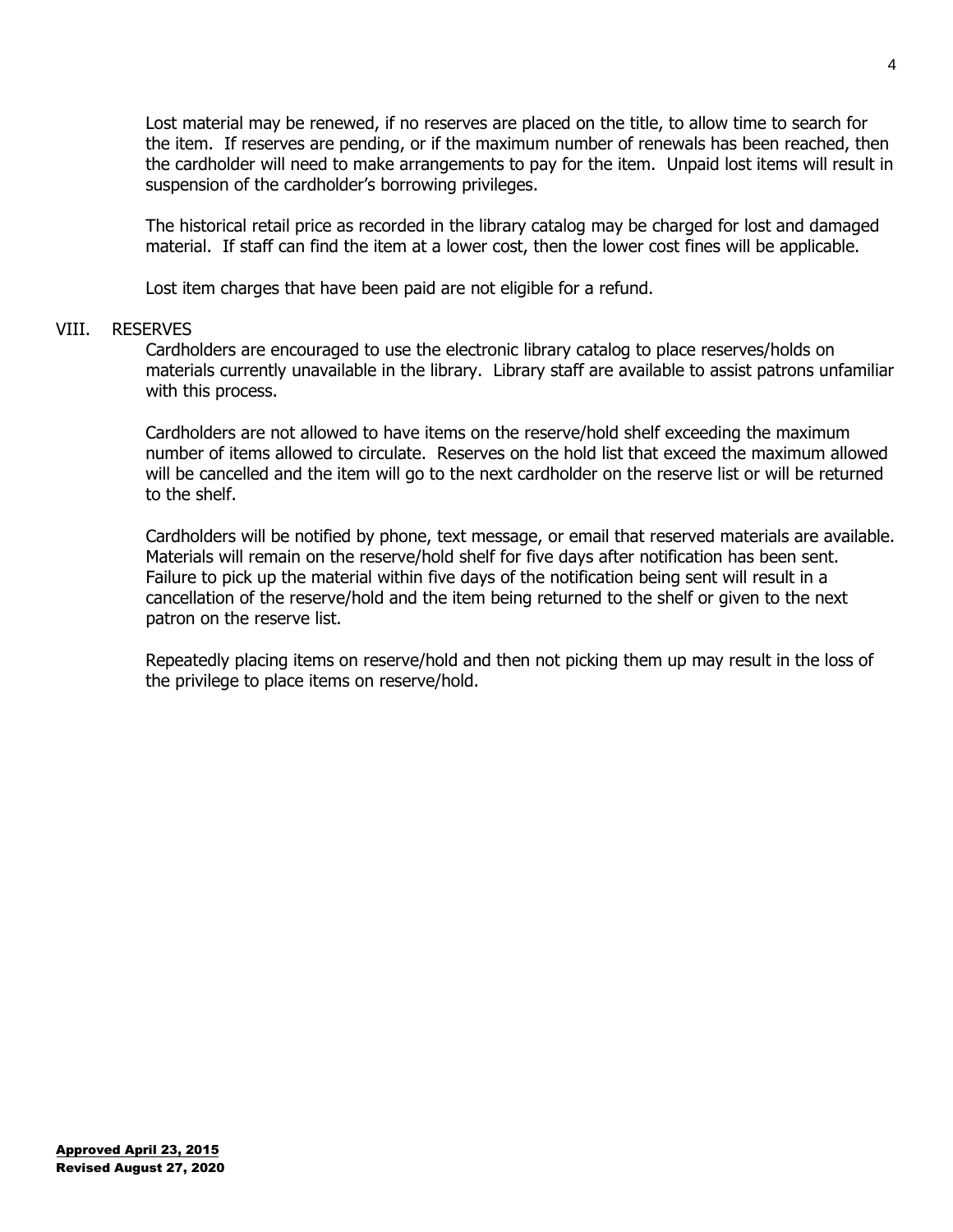Lost material may be renewed, if no reserves are placed on the title, to allow time to search for the item. If reserves are pending, or if the maximum number of renewals has been reached, then the cardholder will need to make arrangements to pay for the item. Unpaid lost items will result in suspension of the cardholder's borrowing privileges.

The historical retail price as recorded in the library catalog may be charged for lost and damaged material. If staff can find the item at a lower cost, then the lower cost fines will be applicable.

Lost item charges that have been paid are not eligible for a refund.

## VIII. RESERVES

Cardholders are encouraged to use the electronic library catalog to place reserves/holds on materials currently unavailable in the library. Library staff are available to assist patrons unfamiliar with this process.

Cardholders are not allowed to have items on the reserve/hold shelf exceeding the maximum number of items allowed to circulate. Reserves on the hold list that exceed the maximum allowed will be cancelled and the item will go to the next cardholder on the reserve list or will be returned to the shelf.

Cardholders will be notified by phone, text message, or email that reserved materials are available. Materials will remain on the reserve/hold shelf for five days after notification has been sent. Failure to pick up the material within five days of the notification being sent will result in a cancellation of the reserve/hold and the item being returned to the shelf or given to the next patron on the reserve list.

Repeatedly placing items on reserve/hold and then not picking them up may result in the loss of the privilege to place items on reserve/hold.

**Approved April 23, 2015**
**Revised August 27, 2020**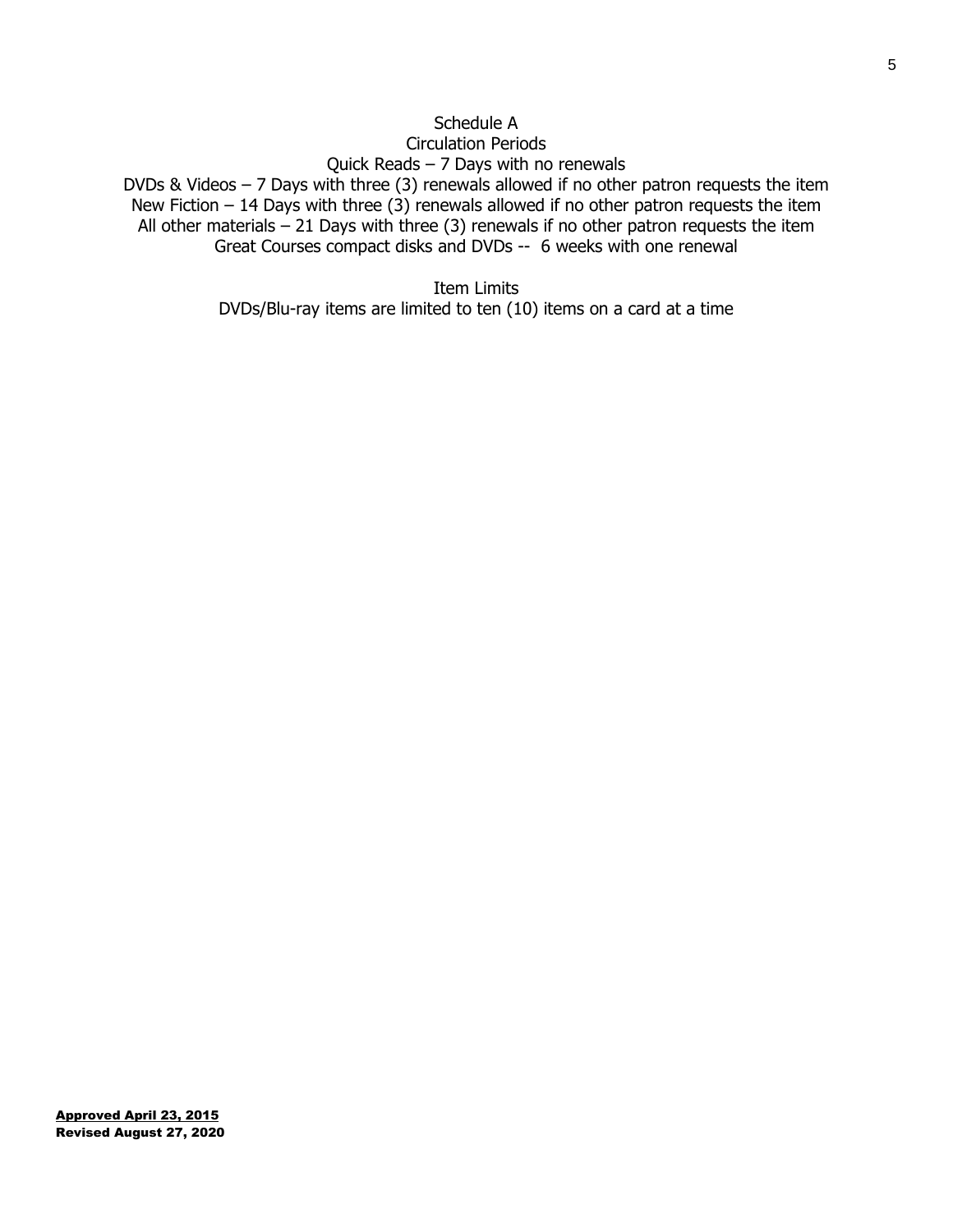## Schedule A

### Circulation Periods

Quick Reads – 7 Days with no renewals

DVDs & Videos – 7 Days with three (3) renewals allowed if no other patron requests the item

New Fiction – 14 Days with three (3) renewals allowed if no other patron requests the item

All other materials – 21 Days with three (3) renewals if no other patron requests the item

Great Courses compact disks and DVDs -- 6 weeks with one renewal

### Item Limits

DVDs/Blu-ray items are limited to ten (10) items on a card at a time

**Approved April 23, 2015**
**Revised August 27, 2020**